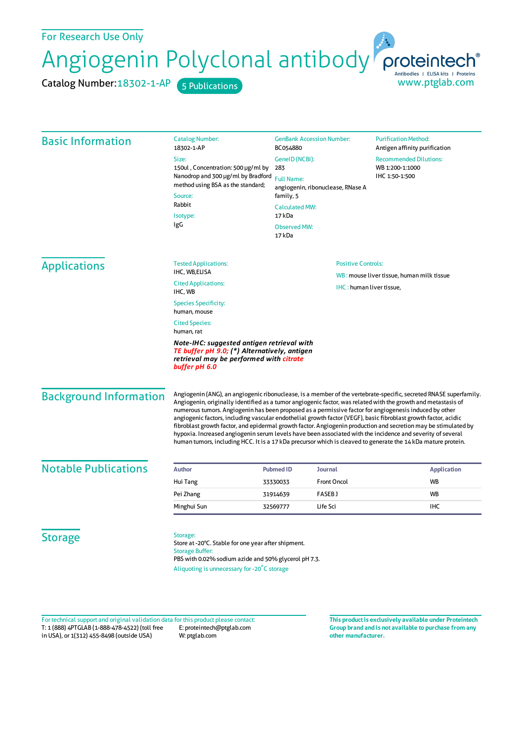For Research Use Only

# Angiogenin Polyclonal antibody

Catalog Number: 18302-1-AP　5 Publications

proteintech® Antibodies | ELISA kits | Proteins
www.ptglab.com

## Basic Information

Catalog Number:
18302-1-AP

Size:
150ul , Concentration: 500 μg/ml by Nanodrop and 300 μg/ml by Bradford method using BSA as the standard;

Source:
Rabbit

Isotype:
IgG

GenBank Accession Number:
BC054880

GeneID (NCBI):
283

Full Name:
angiogenin, ribonuclease, RNase A family, 5

Calculated MW:
17 kDa

Observed MW:
17 kDa

Purification Method:
Antigen affinity purification

Recommended Dilutions:
WB 1:200-1:1000
IHC 1:50-1:500

## Applications

Tested Applications:
IHC, WB,ELISA

Cited Applications:
IHC, WB

Species Specificity:
human, mouse

Cited Species:
human, rat

***Note-IHC: suggested antigen retrieval with TE buffer pH 9.0; (*) Alternatively, antigen retrieval may be performed with citrate buffer pH 6.0***

Positive Controls:

WB : mouse liver tissue, human milk tissue

IHC : human liver tissue,

## Background Information

Angiogenin (ANG), an angiogenic ribonuclease, is a member of the vertebrate-specific, secreted RNASE superfamily. Angiogenin, originally identified as a tumor angiogenic factor, was related with the growth and metastasis of numerous tumors. Angiogenin has been proposed as a permissive factor for angiogenesis induced by other angiogenic factors, including vascular endothelial growth factor (VEGF), basic fibroblast growth factor, acidic fibroblast growth factor, and epidermal growth factor. Angiogenin production and secretion may be stimulated by hypoxia. Increased angiogenin serum levels have been associated with the incidence and severity of several human tumors, including HCC. It is a 17 kDa precursor which is cleaved to generate the 14 kDa mature protein.

## Notable Publications

| Author | Pubmed ID | Journal | Application |
|---|---|---|---|
| Hui Tang | 33330033 | Front Oncol | WB |
| Pei Zhang | 31914639 | FASEB J | WB |
| Minghui Sun | 32569777 | Life Sci | IHC |

## Storage

Storage:
Store at -20°C. Stable for one year after shipment.
Storage Buffer:
PBS with 0.02% sodium azide and 50% glycerol pH 7.3.
Aliquoting is unnecessary for -20°C storage

For technical support and original validation data for this product please contact:
T: 1 (888) 4PTGLAB (1-888-478-4522) (toll free in USA), or 1(312) 455-8498 (outside USA)
E: proteintech@ptglab.com
W: ptglab.com

**This product is exclusively available under Proteintech Group brand and is not available to purchase from any other manufacturer.**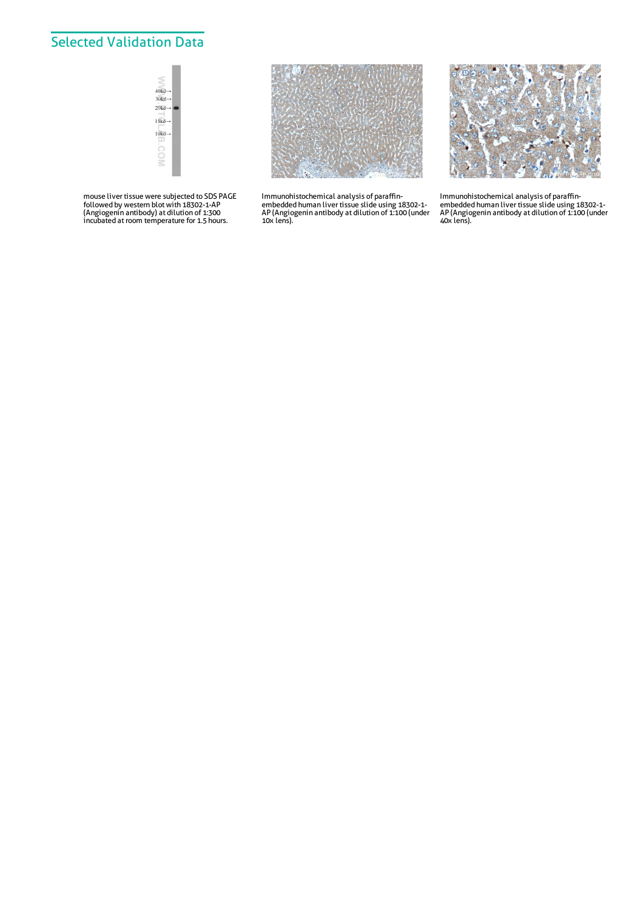## Selected Validation Data

40kd→
30kd→
20kd→
15kd→
10kd→

mouse liver tissue were subjected to SDS PAGE followed by western blot with 18302-1-AP (Angiogenin antibody) at dilution of 1:300 incubated at room temperature for 1.5 hours.

Immunohistochemical analysis of paraffin-embedded human liver tissue slide using 18302-1-AP (Angiogenin antibody at dilution of 1:100 (under 10x lens).

Immunohistochemical analysis of paraffin-embedded human liver tissue slide using 18302-1-AP (Angiogenin antibody at dilution of 1:100 (under 40x lens).